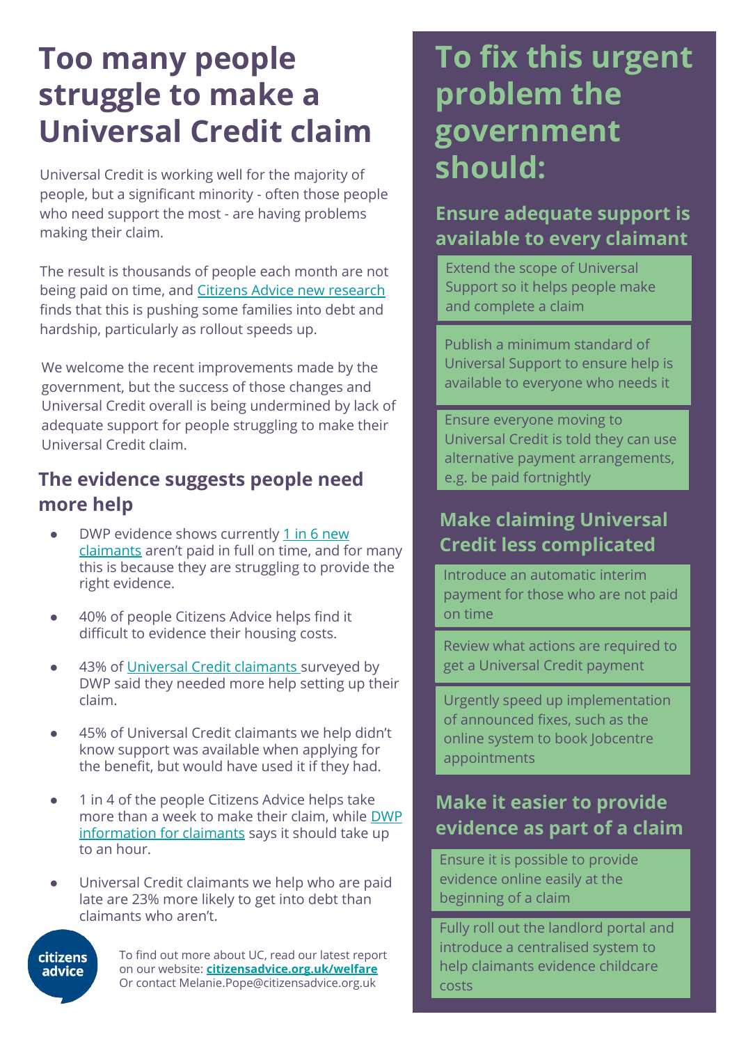# Too many people struggle to make a Universal Credit claim

Universal Credit is working well for the majority of people, but a significant minority - often those people who need support the most - are having problems making their claim.

The result is thousands of people each month are not being paid on time, and Citizens Advice new research finds that this is pushing some families into debt and hardship, particularly as rollout speeds up.

We welcome the recent improvements made by the government, but the success of those changes and Universal Credit overall is being undermined by lack of adequate support for people struggling to make their Universal Credit claim.

## The evidence suggests people need more help

- DWP evidence shows currently 1 in 6 new claimants aren't paid in full on time, and for many this is because they are struggling to provide the right evidence.
- 40% of people Citizens Advice helps find it difficult to evidence their housing costs.
- 43% of Universal Credit claimants surveyed by DWP said they needed more help setting up their claim.
- 45% of Universal Credit claimants we help didn't know support was available when applying for the benefit, but would have used it if they had.
- 1 in 4 of the people Citizens Advice helps take more than a week to make their claim, while DWP information for claimants says it should take up to an hour.
- Universal Credit claimants we help who are paid late are 23% more likely to get into debt than claimants who aren't.

citizens advice

To find out more about UC, read our latest report on our website: **citizensadvice.org.uk/welfare**
Or contact Melanie.Pope@citizensadvice.org.uk

# To fix this urgent problem the government should:

## Ensure adequate support is available to every claimant

- Extend the scope of Universal Support so it helps people make and complete a claim
- Publish a minimum standard of Universal Support to ensure help is available to everyone who needs it
- Ensure everyone moving to Universal Credit is told they can use alternative payment arrangements, e.g. be paid fortnightly

## Make claiming Universal Credit less complicated

- Introduce an automatic interim payment for those who are not paid on time
- Review what actions are required to get a Universal Credit payment
- Urgently speed up implementation of announced fixes, such as the online system to book Jobcentre appointments

## Make it easier to provide evidence as part of a claim

- Ensure it is possible to provide evidence online easily at the beginning of a claim
- Fully roll out the landlord portal and introduce a centralised system to help claimants evidence childcare costs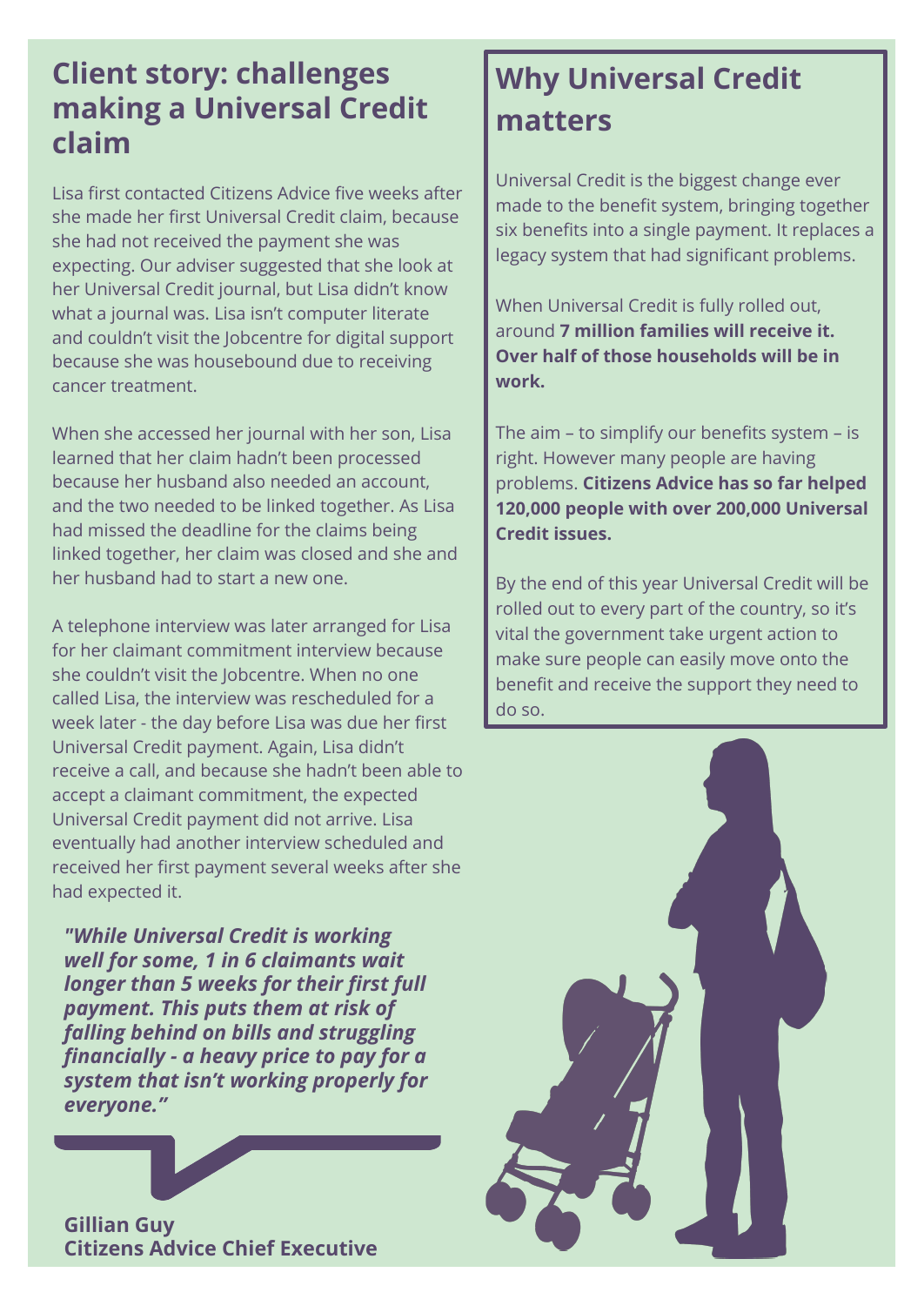## Client story: challenges making a Universal Credit claim

Lisa first contacted Citizens Advice five weeks after she made her first Universal Credit claim, because she had not received the payment she was expecting. Our adviser suggested that she look at her Universal Credit journal, but Lisa didn't know what a journal was. Lisa isn't computer literate and couldn't visit the Jobcentre for digital support because she was housebound due to receiving cancer treatment.

When she accessed her journal with her son, Lisa learned that her claim hadn't been processed because her husband also needed an account, and the two needed to be linked together. As Lisa had missed the deadline for the claims being linked together, her claim was closed and she and her husband had to start a new one.

A telephone interview was later arranged for Lisa for her claimant commitment interview because she couldn't visit the Jobcentre. When no one called Lisa, the interview was rescheduled for a week later - the day before Lisa was due her first Universal Credit payment. Again, Lisa didn't receive a call, and because she hadn't been able to accept a claimant commitment, the expected Universal Credit payment did not arrive. Lisa eventually had another interview scheduled and received her first payment several weeks after she had expected it.

***"While Universal Credit is working well for some, 1 in 6 claimants wait longer than 5 weeks for their first full payment. This puts them at risk of falling behind on bills and struggling financially - a heavy price to pay for a system that isn't working properly for everyone."***

**Gillian Guy**
**Citizens Advice Chief Executive**

## Why Universal Credit matters

Universal Credit is the biggest change ever made to the benefit system, bringing together six benefits into a single payment. It replaces a legacy system that had significant problems.

When Universal Credit is fully rolled out, around **7 million families will receive it. Over half of those households will be in work.**

The aim – to simplify our benefits system – is right. However many people are having problems. **Citizens Advice has so far helped 120,000 people with over 200,000 Universal Credit issues.**

By the end of this year Universal Credit will be rolled out to every part of the country, so it's vital the government take urgent action to make sure people can easily move onto the benefit and receive the support they need to do so.